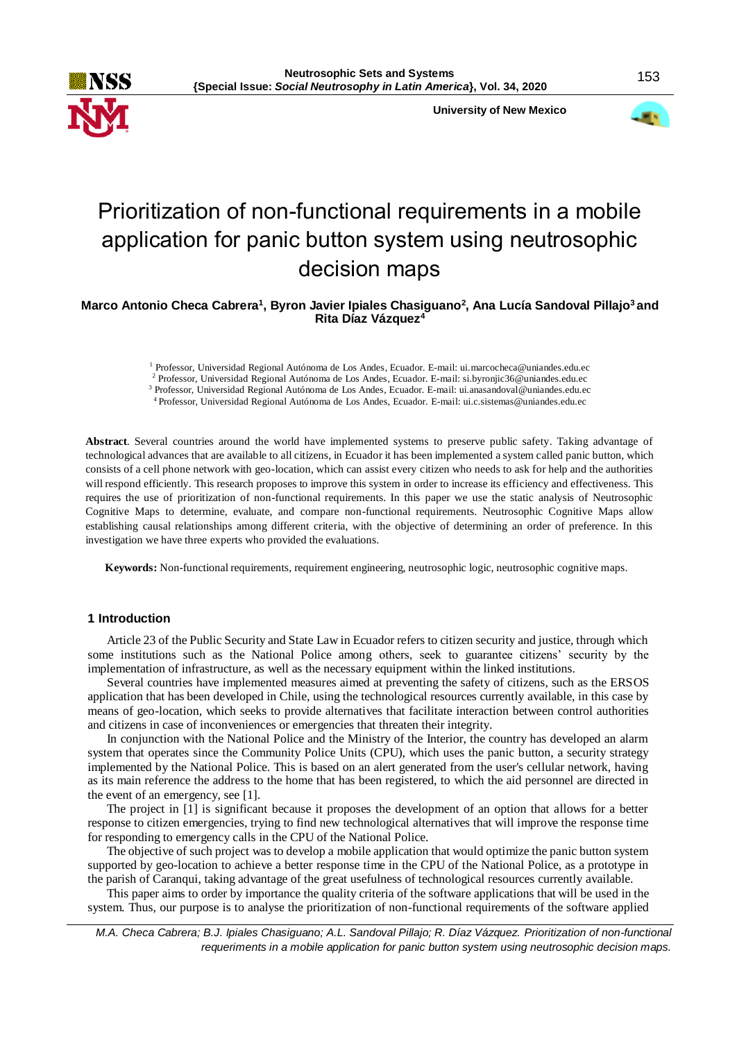# Prioritization of non-functional requirements in a mobile application for panic button system using neutrosophic decision maps

**Marco Antonio Checa Cabrera[1], Byron Javier Ipiales Chasiguano[2], Ana Lucía Sandoval Pillajo[3] and Rita Díaz Vázquez[4]**

[1] Professor, Universidad Regional Autónoma de Los Andes, Ecuador. E-mail: ui.marcocheca@uniandes.edu.ec
[2] Professor, Universidad Regional Autónoma de Los Andes, Ecuador. E-mail: si.byronjic36@uniandes.edu.ec
[3] Professor, Universidad Regional Autónoma de Los Andes, Ecuador. E-mail: ui.anasandoval@uniandes.edu.ec
[4] Professor, Universidad Regional Autónoma de Los Andes, Ecuador. E-mail: ui.c.sistemas@uniandes.edu.ec

**Abstract**. Several countries around the world have implemented systems to preserve public safety. Taking advantage of technological advances that are available to all citizens, in Ecuador it has been implemented a system called panic button, which consists of a cell phone network with geo-location, which can assist every citizen who needs to ask for help and the authorities will respond efficiently. This research proposes to improve this system in order to increase its efficiency and effectiveness. This requires the use of prioritization of non-functional requirements. In this paper we use the static analysis of Neutrosophic Cognitive Maps to determine, evaluate, and compare non-functional requirements. Neutrosophic Cognitive Maps allow establishing causal relationships among different criteria, with the objective of determining an order of preference. In this investigation we have three experts who provided the evaluations.

**Keywords:** Non-functional requirements, requirement engineering, neutrosophic logic, neutrosophic cognitive maps.

## 1 Introduction

Article 23 of the Public Security and State Law in Ecuador refers to citizen security and justice, through which some institutions such as the National Police among others, seek to guarantee citizens' security by the implementation of infrastructure, as well as the necessary equipment within the linked institutions.

Several countries have implemented measures aimed at preventing the safety of citizens, such as the ERSOS application that has been developed in Chile, using the technological resources currently available, in this case by means of geo-location, which seeks to provide alternatives that facilitate interaction between control authorities and citizens in case of inconveniences or emergencies that threaten their integrity.

In conjunction with the National Police and the Ministry of the Interior, the country has developed an alarm system that operates since the Community Police Units (CPU), which uses the panic button, a security strategy implemented by the National Police. This is based on an alert generated from the user's cellular network, having as its main reference the address to the home that has been registered, to which the aid personnel are directed in the event of an emergency, see [1].

The project in [1] is significant because it proposes the development of an option that allows for a better response to citizen emergencies, trying to find new technological alternatives that will improve the response time for responding to emergency calls in the CPU of the National Police.

The objective of such project was to develop a mobile application that would optimize the panic button system supported by geo-location to achieve a better response time in the CPU of the National Police, as a prototype in the parish of Caranqui, taking advantage of the great usefulness of technological resources currently available.

This paper aims to order by importance the quality criteria of the software applications that will be used in the system. Thus, our purpose is to analyse the prioritization of non-functional requirements of the software applied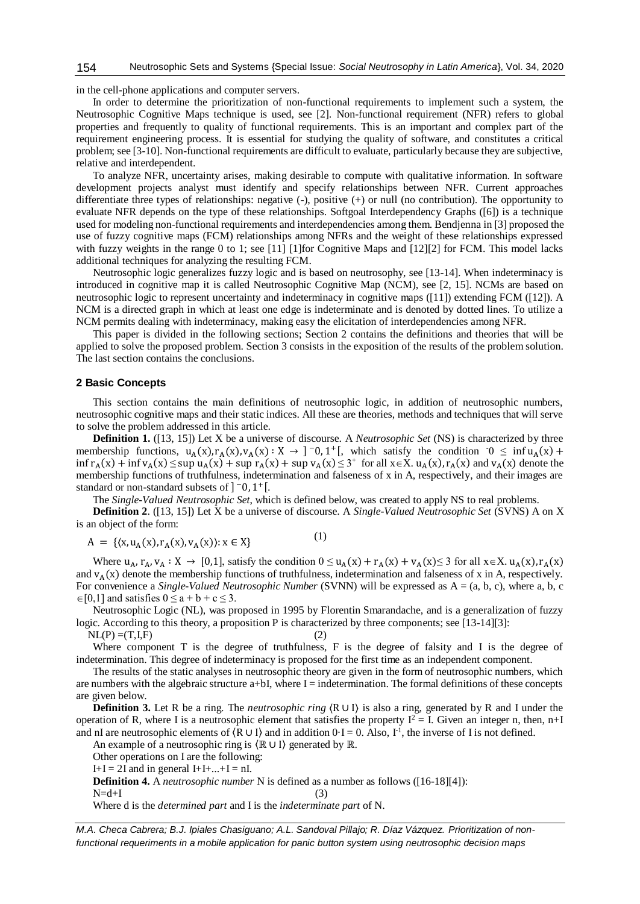in the cell-phone applications and computer servers.

In order to determine the prioritization of non-functional requirements to implement such a system, the Neutrosophic Cognitive Maps technique is used, see [2]. Non-functional requirement (NFR) refers to global properties and frequently to quality of functional requirements. This is an important and complex part of the requirement engineering process. It is essential for studying the quality of software, and constitutes a critical problem; see [3-10]. Non-functional requirements are difficult to evaluate, particularly because they are subjective, relative and interdependent.

To analyze NFR, uncertainty arises, making desirable to compute with qualitative information. In software development projects analyst must identify and specify relationships between NFR. Current approaches differentiate three types of relationships: negative (-), positive (+) or null (no contribution). The opportunity to evaluate NFR depends on the type of these relationships. Softgoal Interdependency Graphs ([6]) is a technique used for modeling non-functional requirements and interdependencies among them. Bendjenna in [3] proposed the use of fuzzy cognitive maps (FCM) relationships among NFRs and the weight of these relationships expressed with fuzzy weights in the range 0 to 1; see [11] [1]for Cognitive Maps and [12][2] for FCM. This model lacks additional techniques for analyzing the resulting FCM.

Neutrosophic logic generalizes fuzzy logic and is based on neutrosophy, see [13-14]. When indeterminacy is introduced in cognitive map it is called Neutrosophic Cognitive Map (NCM), see [2, 15]. NCMs are based on neutrosophic logic to represent uncertainty and indeterminacy in cognitive maps ([11]) extending FCM ([12]). A NCM is a directed graph in which at least one edge is indeterminate and is denoted by dotted lines. To utilize a NCM permits dealing with indeterminacy, making easy the elicitation of interdependencies among NFR.

This paper is divided in the following sections; Section 2 contains the definitions and theories that will be applied to solve the proposed problem. Section 3 consists in the exposition of the results of the problem solution. The last section contains the conclusions.

## 2 Basic Concepts

This section contains the main definitions of neutrosophic logic, in addition of neutrosophic numbers, neutrosophic cognitive maps and their static indices. All these are theories, methods and techniques that will serve to solve the problem addressed in this article.

**Definition 1.** ([13, 15]) Let X be a universe of discourse. A *Neutrosophic Set* (NS) is characterized by three membership functions, $u_A(x), r_A(x), v_A(x) : X \rightarrow ]^-0, 1^+[$, which satisfy the condition $^-0 \leq \inf u_A(x) + \inf r_A(x) + \inf v_A(x) \leq \sup u_A(x) + \sup r_A(x) + \sup v_A(x) \leq 3^+$ for all $x \in X$. $u_A(x), r_A(x)$ and $v_A(x)$ denote the membership functions of truthfulness, indetermination and falseness of x in A, respectively, and their images are standard or non-standard subsets of $]^-0, 1^+[$.

The *Single-Valued Neutrosophic Set*, which is defined below, was created to apply NS to real problems.

**Definition 2**. ([13, 15]) Let X be a universe of discourse. A *Single-Valued Neutrosophic Set* (SVNS) A on X is an object of the form:

$$A = \{\langle x, u_A(x), r_A(x), v_A(x)\rangle : x \in X\} \quad (1)$$

Where $u_A, r_A, v_A : X \rightarrow [0,1]$, satisfy the condition $0 \leq u_A(x) + r_A(x) + v_A(x) \leq 3$ for all $x \in X$. $u_A(x), r_A(x)$ and $v_A(x)$ denote the membership functions of truthfulness, indetermination and falseness of x in A, respectively. For convenience a *Single-Valued Neutrosophic Number* (SVNN) will be expressed as A = (a, b, c), where a, b, c $\in [0,1]$ and satisfies $0 \leq a + b + c \leq 3$.

Neutrosophic Logic (NL), was proposed in 1995 by Florentin Smarandache, and is a generalization of fuzzy logic. According to this theory, a proposition P is characterized by three components; see [13-14][3]:

$$NL(P) = (T,I,F) \quad (2)$$

Where component T is the degree of truthfulness, F is the degree of falsity and I is the degree of indetermination. This degree of indeterminacy is proposed for the first time as an independent component.

The results of the static analyses in neutrosophic theory are given in the form of neutrosophic numbers, which are numbers with the algebraic structure a+bI, where I = indetermination. The formal definitions of these concepts are given below.

**Definition 3.** Let R be a ring. The *neutrosophic ring* $\langle R \cup I\rangle$ is also a ring, generated by R and I under the operation of R, where I is a neutrosophic element that satisfies the property $I^2 = I$. Given an integer n, then, n+I and nI are neutrosophic elements of $\langle R \cup I\rangle$ and in addition $0 \cdot I = 0$. Also, $I^{-1}$, the inverse of I is not defined.

An example of a neutrosophic ring is $\langle \mathbb{R} \cup I\rangle$ generated by $\mathbb{R}$.

Other operations on I are the following:

I+I = 2I and in general I+I+...+I = nI.

**Definition 4.** A *neutrosophic number* N is defined as a number as follows ([16-18][4]):

$$N = d + I \quad (3)$$

Where d is the *determined part* and I is the *indeterminate part* of N.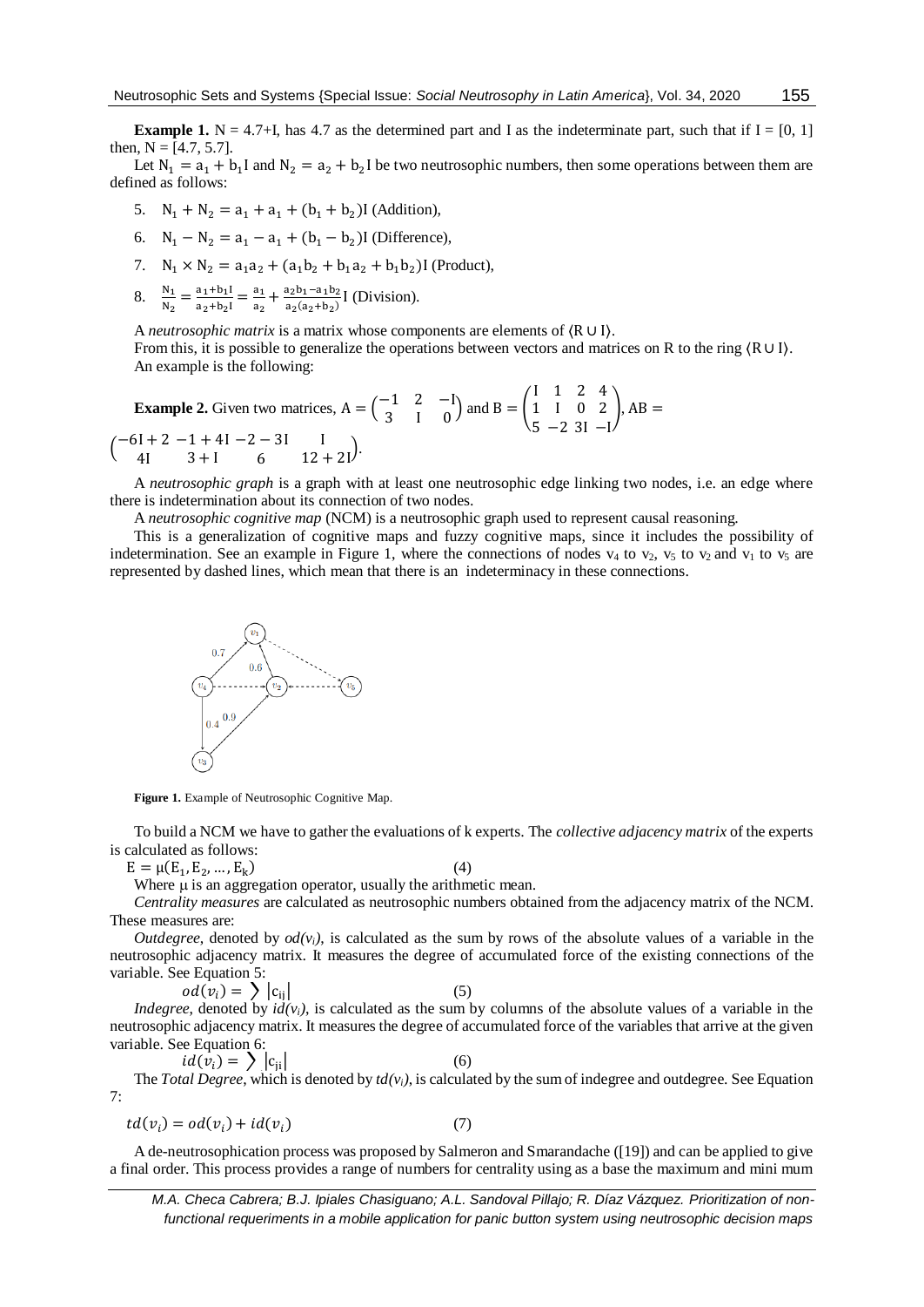**Example 1.** N = 4.7+I, has 4.7 as the determined part and I as the indeterminate part, such that if I = [0, 1] then, N = [4.7, 5.7].

Let $N_1 = a_1 + b_1 I$ and $N_2 = a_2 + b_2 I$ be two neutrosophic numbers, then some operations between them are defined as follows:

5. $N_1 + N_2 = a_1 + a_1 + (b_1 + b_2)I$ (Addition),
6. $N_1 - N_2 = a_1 - a_1 + (b_1 - b_2)I$ (Difference),
7. $N_1 \times N_2 = a_1 a_2 + (a_1 b_2 + b_1 a_2 + b_1 b_2)I$ (Product),
8. $\frac{N_1}{N_2} = \frac{a_1 + b_1 I}{a_2 + b_2 I} = \frac{a_1}{a_2} + \frac{a_2 b_1 - a_1 b_2}{a_2(a_2 + b_2)} I$ (Division).

A *neutrosophic matrix* is a matrix whose components are elements of $\langle R \cup I \rangle$.

From this, it is possible to generalize the operations between vectors and matrices on R to the ring $\langle R \cup I \rangle$.

An example is the following:

**Example 2.** Given two matrices, $A = \begin{pmatrix} -1 & 2 & -I \\ 3 & I & 0 \end{pmatrix}$ and $B = \begin{pmatrix} I & 1 & 2 & 4 \\ 1 & I & 0 & 2 \\ 5 & -2 & 3I & -I \end{pmatrix}$, $AB = \begin{pmatrix} -6I + 2 & -1 + 4I & -2 - 3I & I \\ 4I & 3 + I & 6 & 12 + 2I \end{pmatrix}$.

A *neutrosophic graph* is a graph with at least one neutrosophic edge linking two nodes, i.e. an edge where there is indetermination about its connection of two nodes.

A *neutrosophic cognitive map* (NCM) is a neutrosophic graph used to represent causal reasoning.

This is a generalization of cognitive maps and fuzzy cognitive maps, since it includes the possibility of indetermination. See an example in Figure 1, where the connections of nodes $v_4$ to $v_2$, $v_5$ to $v_2$ and $v_1$ to $v_5$ are represented by dashed lines, which mean that there is an indeterminacy in these connections.

**Figure 1.** Example of Neutrosophic Cognitive Map.

To build a NCM we have to gather the evaluations of k experts. The *collective adjacency matrix* of the experts is calculated as follows:

$$E = \mu(E_1, E_2, \ldots, E_k) \qquad (4)$$

Where μ is an aggregation operator, usually the arithmetic mean.

*Centrality measures* are calculated as neutrosophic numbers obtained from the adjacency matrix of the NCM. These measures are:

*Outdegree*, denoted by $od(v_i)$, is calculated as the sum by rows of the absolute values of a variable in the neutrosophic adjacency matrix. It measures the degree of accumulated force of the existing connections of the variable. See Equation 5:

$$od(v_i) = \sum |c_{ij}| \qquad (5)$$

*Indegree*, denoted by $id(v_i)$, is calculated as the sum by columns of the absolute values of a variable in the neutrosophic adjacency matrix. It measures the degree of accumulated force of the variables that arrive at the given variable. See Equation 6:

$$id(v_i) = \sum |c_{ji}| \qquad (6)$$

The *Total Degree*, which is denoted by $td(v_i)$, is calculated by the sum of indegree and outdegree. See Equation 7:

$$td(v_i) = od(v_i) + id(v_i) \qquad (7)$$

A de-neutrosophication process was proposed by Salmeron and Smarandache ([19]) and can be applied to give a final order. This process provides a range of numbers for centrality using as a base the maximum and mini mum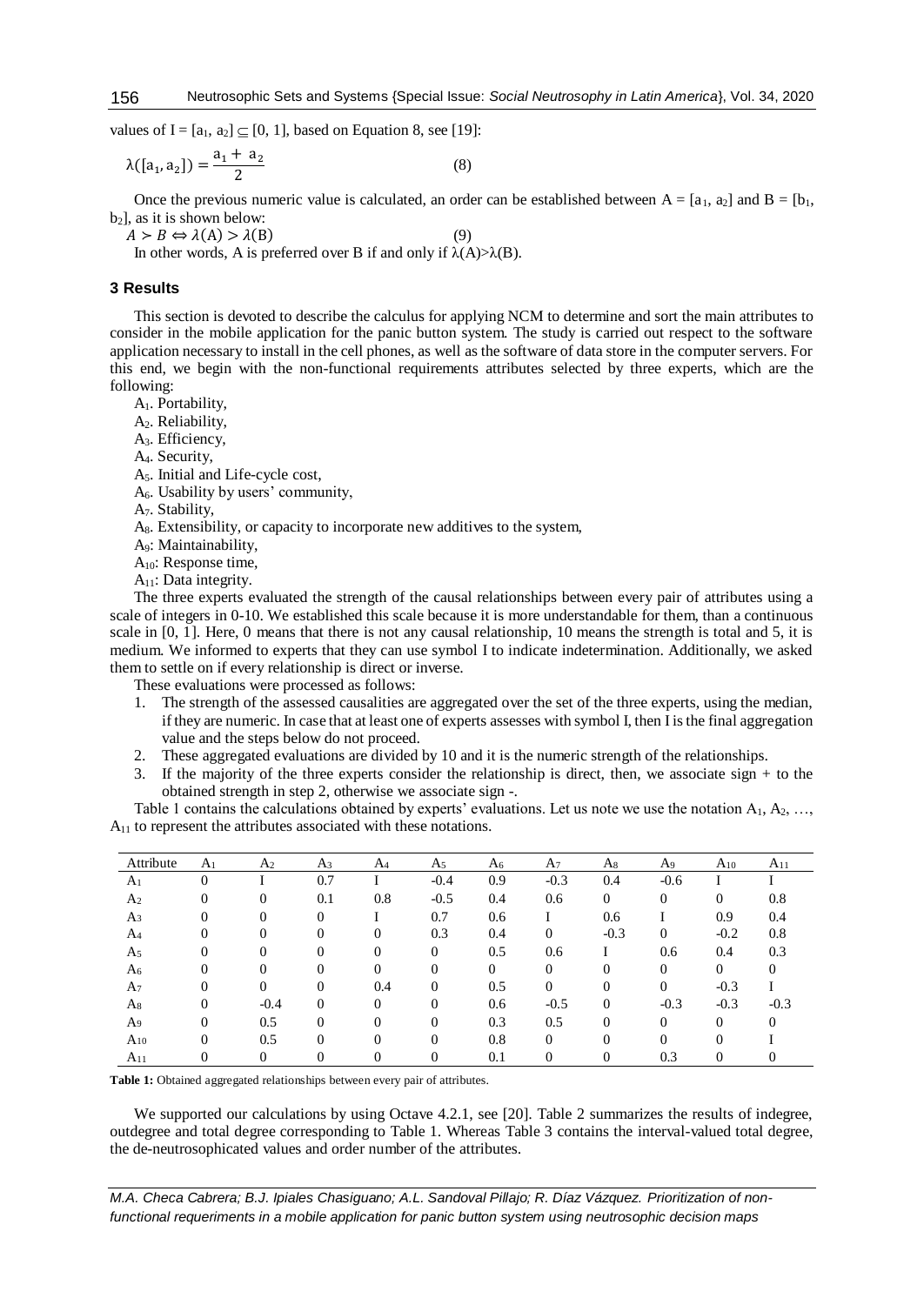values of $I = [a_1, a_2] \subseteq [0, 1]$, based on Equation 8, see [19]:

$$\lambda([a_1, a_2]) = \frac{a_1 + a_2}{2} \quad (8)$$

Once the previous numeric value is calculated, an order can be established between $A = [a_1, a_2]$ and $B = [b_1, b_2]$, as it is shown below:

$$A \succ B \Leftrightarrow \lambda(A) > \lambda(B) \quad (9)$$

In other words, A is preferred over B if and only if $\lambda(A) > \lambda(B)$.

## 3 Results

This section is devoted to describe the calculus for applying NCM to determine and sort the main attributes to consider in the mobile application for the panic button system. The study is carried out respect to the software application necessary to install in the cell phones, as well as the software of data store in the computer servers. For this end, we begin with the non-functional requirements attributes selected by three experts, which are the following:

$A_1$. Portability,
$A_2$. Reliability,
$A_3$. Efficiency,
$A_4$. Security,
$A_5$. Initial and Life-cycle cost,
$A_6$. Usability by users' community,
$A_7$. Stability,
$A_8$. Extensibility, or capacity to incorporate new additives to the system,
$A_9$: Maintainability,
$A_{10}$: Response time,
$A_{11}$: Data integrity.

The three experts evaluated the strength of the causal relationships between every pair of attributes using a scale of integers in 0-10. We established this scale because it is more understandable for them, than a continuous scale in [0, 1]. Here, 0 means that there is not any causal relationship, 10 means the strength is total and 5, it is medium. We informed to experts that they can use symbol I to indicate indetermination. Additionally, we asked them to settle on if every relationship is direct or inverse.

These evaluations were processed as follows:

1. The strength of the assessed causalities are aggregated over the set of the three experts, using the median, if they are numeric. In case that at least one of experts assesses with symbol I, then I is the final aggregation value and the steps below do not proceed.
2. These aggregated evaluations are divided by 10 and it is the numeric strength of the relationships.
3. If the majority of the three experts consider the relationship is direct, then, we associate sign + to the obtained strength in step 2, otherwise we associate sign -.

Table 1 contains the calculations obtained by experts' evaluations. Let us note we use the notation $A_1, A_2, \ldots, A_{11}$ to represent the attributes associated with these notations.

| Attribute | $A_1$ | $A_2$ | $A_3$ | $A_4$ | $A_5$ | $A_6$ | $A_7$ | $A_8$ | $A_9$ | $A_{10}$ | $A_{11}$ |
|---|---|---|---|---|---|---|---|---|---|---|---|
| $A_1$ | 0 | I | 0.7 | I | -0.4 | 0.9 | -0.3 | 0.4 | -0.6 | I | I |
| $A_2$ | 0 | 0 | 0.1 | 0.8 | -0.5 | 0.4 | 0.6 | 0 | 0 | 0 | 0.8 |
| $A_3$ | 0 | 0 | 0 | I | 0.7 | 0.6 | I | 0.6 | I | 0.9 | 0.4 |
| $A_4$ | 0 | 0 | 0 | 0 | 0.3 | 0.4 | 0 | -0.3 | 0 | -0.2 | 0.8 |
| $A_5$ | 0 | 0 | 0 | 0 | 0 | 0.5 | 0.6 | I | 0.6 | 0.4 | 0.3 |
| $A_6$ | 0 | 0 | 0 | 0 | 0 | 0 | 0 | 0 | 0 | 0 | 0 |
| $A_7$ | 0 | 0 | 0 | 0.4 | 0 | 0.5 | 0 | 0 | 0 | -0.3 | I |
| $A_8$ | 0 | -0.4 | 0 | 0 | 0 | 0.6 | -0.5 | 0 | -0.3 | -0.3 | -0.3 |
| $A_9$ | 0 | 0.5 | 0 | 0 | 0 | 0.3 | 0.5 | 0 | 0 | 0 | 0 |
| $A_{10}$ | 0 | 0.5 | 0 | 0 | 0 | 0.8 | 0 | 0 | 0 | 0 | I |
| $A_{11}$ | 0 | 0 | 0 | 0 | 0 | 0.1 | 0 | 0 | 0.3 | 0 | 0 |

**Table 1:** Obtained aggregated relationships between every pair of attributes.

We supported our calculations by using Octave 4.2.1, see [20]. Table 2 summarizes the results of indegree, outdegree and total degree corresponding to Table 1. Whereas Table 3 contains the interval-valued total degree, the de-neutrosophicated values and order number of the attributes.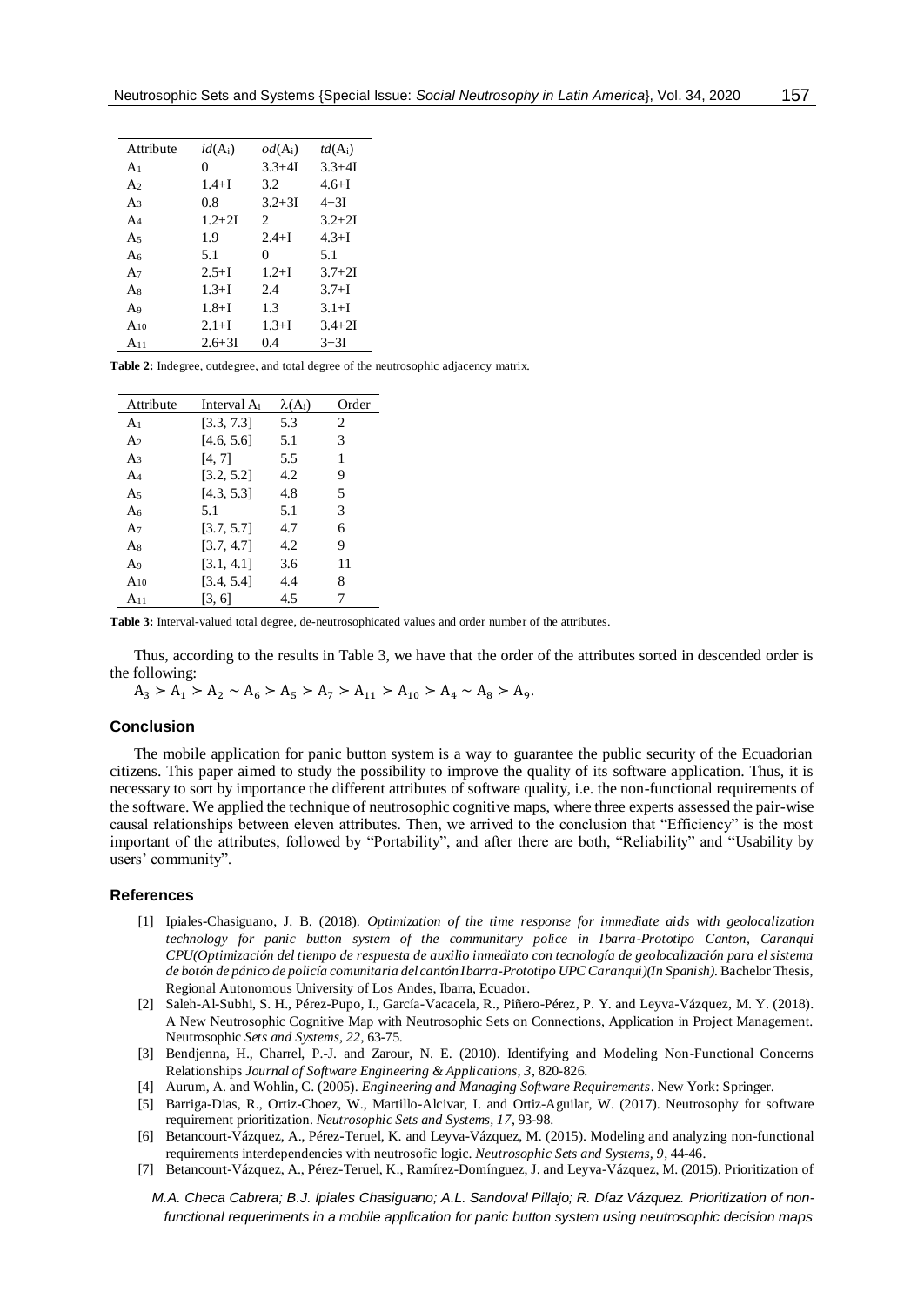| Attribute | $id(A_i)$ | $od(A_i)$ | $td(A_i)$ |
|---|---|---|---|
| $A_1$ | 0 | 3.3+4I | 3.3+4I |
| $A_2$ | 1.4+I | 3.2 | 4.6+I |
| $A_3$ | 0.8 | 3.2+3I | 4+3I |
| $A_4$ | 1.2+2I | 2 | 3.2+2I |
| $A_5$ | 1.9 | 2.4+I | 4.3+I |
| $A_6$ | 5.1 | 0 | 5.1 |
| $A_7$ | 2.5+I | 1.2+I | 3.7+2I |
| $A_8$ | 1.3+I | 2.4 | 3.7+I |
| $A_9$ | 1.8+I | 1.3 | 3.1+I |
| $A_{10}$ | 2.1+I | 1.3+I | 3.4+2I |
| $A_{11}$ | 2.6+3I | 0.4 | 3+3I |

**Table 2:** Indegree, outdegree, and total degree of the neutrosophic adjacency matrix.

| Attribute | Interval $A_i$ | $\lambda(A_i)$ | Order |
|---|---|---|---|
| $A_1$ | [3.3, 7.3] | 5.3 | 2 |
| $A_2$ | [4.6, 5.6] | 5.1 | 3 |
| $A_3$ | [4, 7] | 5.5 | 1 |
| $A_4$ | [3.2, 5.2] | 4.2 | 9 |
| $A_5$ | [4.3, 5.3] | 4.8 | 5 |
| $A_6$ | 5.1 | 5.1 | 3 |
| $A_7$ | [3.7, 5.7] | 4.7 | 6 |
| $A_8$ | [3.7, 4.7] | 4.2 | 9 |
| $A_9$ | [3.1, 4.1] | 3.6 | 11 |
| $A_{10}$ | [3.4, 5.4] | 4.4 | 8 |
| $A_{11}$ | [3, 6] | 4.5 | 7 |

**Table 3:** Interval-valued total degree, de-neutrosophicated values and order number of the attributes.

Thus, according to the results in Table 3, we have that the order of the attributes sorted in descended order is the following:

$A_3 \succ A_1 \succ A_2 \sim A_6 \succ A_5 \succ A_7 \succ A_{11} \succ A_{10} \succ A_4 \sim A_8 \succ A_9$.

## Conclusion

The mobile application for panic button system is a way to guarantee the public security of the Ecuadorian citizens. This paper aimed to study the possibility to improve the quality of its software application. Thus, it is necessary to sort by importance the different attributes of software quality, i.e. the non-functional requirements of the software. We applied the technique of neutrosophic cognitive maps, where three experts assessed the pair-wise causal relationships between eleven attributes. Then, we arrived to the conclusion that "Efficiency" is the most important of the attributes, followed by "Portability", and after there are both, "Reliability" and "Usability by users' community".

## References

[1] Ipiales-Chasiguano, J. B. (2018). *Optimization of the time response for immediate aids with geolocalization technology for panic button system of the communitary police in Ibarra-Prototipo Canton, Caranqui CPU(Optimización del tiempo de respuesta de auxilio inmediato con tecnología de geolocalización para el sistema de botón de pánico de policía comunitaria del cantón Ibarra-Prototipo UPC Caranqui)(In Spanish).* Bachelor Thesis, Regional Autonomous University of Los Andes, Ibarra, Ecuador.

[2] Saleh-Al-Subhi, S. H., Pérez-Pupo, I., García-Vacacela, R., Piñero-Pérez, P. Y. and Leyva-Vázquez, M. Y. (2018). A New Neutrosophic Cognitive Map with Neutrosophic Sets on Connections, Application in Project Management. Neutrosophic *Sets and Systems, 22*, 63-75.

[3] Bendjenna, H., Charrel, P.-J. and Zarour, N. E. (2010). Identifying and Modeling Non-Functional Concerns Relationships *Journal of Software Engineering & Applications, 3*, 820-826.

[4] Aurum, A. and Wohlin, C. (2005). *Engineering and Managing Software Requirements*. New York: Springer.

[5] Barriga-Dias, R., Ortiz-Choez, W., Martillo-Alcivar, I. and Ortiz-Aguilar, W. (2017). Neutrosophy for software requirement prioritization. *Neutrosophic Sets and Systems, 17*, 93-98.

[6] Betancourt-Vázquez, A., Pérez-Teruel, K. and Leyva-Vázquez, M. (2015). Modeling and analyzing non-functional requirements interdependencies with neutrosofic logic. *Neutrosophic Sets and Systems, 9*, 44-46.

[7] Betancourt-Vázquez, A., Pérez-Teruel, K., Ramírez-Domínguez, J. and Leyva-Vázquez, M. (2015). Prioritization of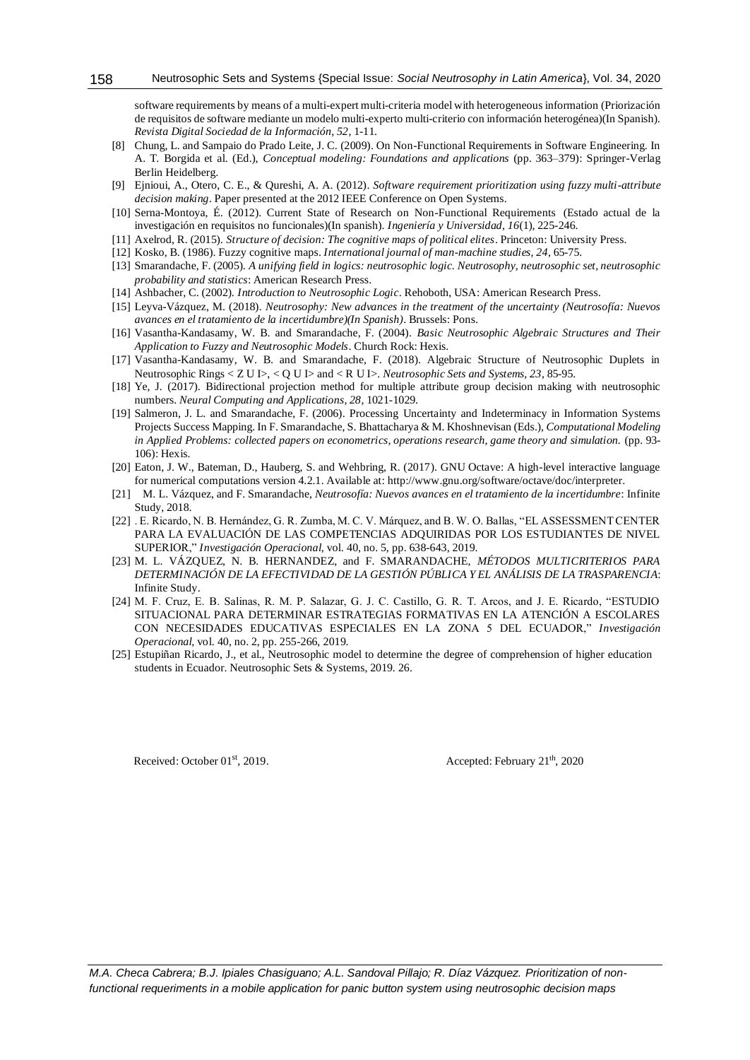software requirements by means of a multi-expert multi-criteria model with heterogeneous information (Priorización de requisitos de software mediante un modelo multi-experto multi-criterio con información heterogénea)(In Spanish). *Revista Digital Sociedad de la Información, 52*, 1-11.

[8] Chung, L. and Sampaio do Prado Leite, J. C. (2009). On Non-Functional Requirements in Software Engineering. In A. T. Borgida et al. (Ed.), *Conceptual modeling: Foundations and applications* (pp. 363–379): Springer-Verlag Berlin Heidelberg.

[9] Ejnioui, A., Otero, C. E., & Qureshi, A. A. (2012). *Software requirement prioritization using fuzzy multi-attribute decision making*. Paper presented at the 2012 IEEE Conference on Open Systems.

[10] Serna-Montoya, É. (2012). Current State of Research on Non-Functional Requirements (Estado actual de la investigación en requisitos no funcionales)(In spanish). *Ingeniería y Universidad, 16*(1), 225-246.

[11] Axelrod, R. (2015). *Structure of decision: The cognitive maps of political elites*. Princeton: University Press.

[12] Kosko, B. (1986). Fuzzy cognitive maps. *International journal of man-machine studies, 24*, 65-75.

[13] Smarandache, F. (2005). *A unifying field in logics: neutrosophic logic. Neutrosophy, neutrosophic set, neutrosophic probability and statistics*: American Research Press.

[14] Ashbacher, C. (2002). *Introduction to Neutrosophic Logic*. Rehoboth, USA: American Research Press.

[15] Leyva-Vázquez, M. (2018). *Neutrosophy: New advances in the treatment of the uncertainty (Neutrosofía: Nuevos avances en el tratamiento de la incertidumbre)(In Spanish)*. Brussels: Pons.

[16] Vasantha-Kandasamy, W. B. and Smarandache, F. (2004). *Basic Neutrosophic Algebraic Structures and Their Application to Fuzzy and Neutrosophic Models*. Church Rock: Hexis.

[17] Vasantha-Kandasamy, W. B. and Smarandache, F. (2018). Algebraic Structure of Neutrosophic Duplets in Neutrosophic Rings < Z U I>, < Q U I> and < R U I>. *Neutrosophic Sets and Systems, 23*, 85-95.

[18] Ye, J. (2017). Bidirectional projection method for multiple attribute group decision making with neutrosophic numbers. *Neural Computing and Applications, 28*, 1021-1029.

[19] Salmeron, J. L. and Smarandache, F. (2006). Processing Uncertainty and Indeterminacy in Information Systems Projects Success Mapping. In F. Smarandache, S. Bhattacharya & M. Khoshnevisan (Eds.), *Computational Modeling in Applied Problems: collected papers on econometrics, operations research, game theory and simulation.* (pp. 93-106): Hexis.

[20] Eaton, J. W., Bateman, D., Hauberg, S. and Wehbring, R. (2017). GNU Octave: A high-level interactive language for numerical computations version 4.2.1. Available at: http://www.gnu.org/software/octave/doc/interpreter.

[21] M. L. Vázquez, and F. Smarandache, *Neutrosofía: Nuevos avances en el tratamiento de la incertidumbre*: Infinite Study, 2018.

[22] . E. Ricardo, N. B. Hernández, G. R. Zumba, M. C. V. Márquez, and B. W. O. Ballas, "EL ASSESSMENT CENTER PARA LA EVALUACIÓN DE LAS COMPETENCIAS ADQUIRIDAS POR LOS ESTUDIANTES DE NIVEL SUPERIOR," *Investigación Operacional*, vol. 40, no. 5, pp. 638-643, 2019.

[23] M. L. VÁZQUEZ, N. B. HERNANDEZ, and F. SMARANDACHE, *MÉTODOS MULTICRITERIOS PARA DETERMINACIÓN DE LA EFECTIVIDAD DE LA GESTIÓN PÚBLICA Y EL ANÁLISIS DE LA TRASPARENCIA*: Infinite Study.

[24] M. F. Cruz, E. B. Salinas, R. M. P. Salazar, G. J. C. Castillo, G. R. T. Arcos, and J. E. Ricardo, "ESTUDIO SITUACIONAL PARA DETERMINAR ESTRATEGIAS FORMATIVAS EN LA ATENCIÓN A ESCOLARES CON NECESIDADES EDUCATIVAS ESPECIALES EN LA ZONA 5 DEL ECUADOR," *Investigación Operacional*, vol. 40, no. 2, pp. 255-266, 2019.

[25] Estupiñan Ricardo, J., et al., Neutrosophic model to determine the degree of comprehension of higher education students in Ecuador. Neutrosophic Sets & Systems, 2019. 26.

Received: October 01st, 2019. Accepted: February 21th, 2020